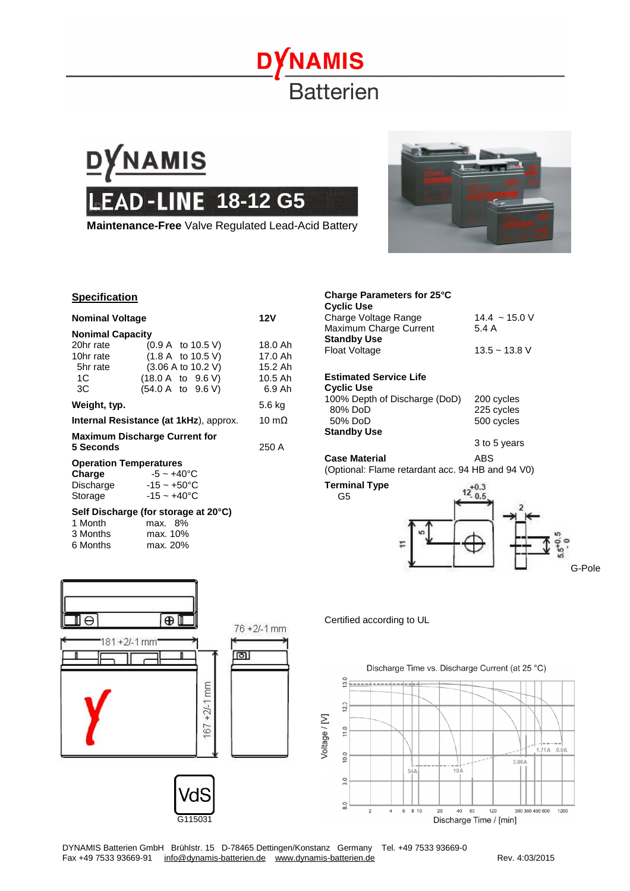# DYNAMIS Batterien

## DYNAMIS LEAD-LINE 18-12 G5

**Maintenance-Free** Valve Regulated Lead-Acid Battery

## Specification

| | | |
|---|---|---|
| **Nominal Voltage** | | **12V** |
| **Nominal Capacity** | | |
| 20hr rate | (0.9 A to 10.5 V) | 18.0 Ah |
| 10hr rate | (1.8 A to 10.5 V) | 17.0 Ah |
| 5hr rate | (3.06 A to 10.2 V) | 15.2 Ah |
| 1C | (18.0 A to 9.6 V) | 10.5 Ah |
| 3C | (54.0 A to 9.6 V) | 6.9 Ah |
| **Weight, typ.** | | 5.6 kg |
| **Internal Resistance (at 1kHz)**, approx. | | 10 mΩ |
| **Maximum Discharge Current for 5 Seconds** | | 250 A |

**Operation Temperatures**

| | |
|---|---|
| **Charge** | -5 ~ +40°C |
| Discharge | -15 ~ +50°C |
| Storage | -15 ~ +40°C |

**Self Discharge (for storage at 20°C)**

| | |
|---|---|
| 1 Month | max. 8% |
| 3 Months | max. 10% |
| 6 Months | max. 20% |

**Charge Parameters for 25°C**

**Cyclic Use**

| | |
|---|---|
| Charge Voltage Range | 14.4 ~ 15.0 V |
| Maximum Charge Current | 5.4 A |

**Standby Use**

| | |
|---|---|
| Float Voltage | 13.5 ~ 13.8 V |

**Estimated Service Life**

**Cyclic Use**

| | |
|---|---|
| 100% Depth of Discharge (DoD) | 200 cycles |
| 80% DoD | 225 cycles |
| 50% DoD | 500 cycles |

**Standby Use** 3 to 5 years

**Case Material** ABS
(Optional: Flame retardant acc. 94 HB and 94 V0)

**Terminal Type**
G5

G-Pole

181 +2/-1 mm
76 +2/-1 mm
167 +2/-1 mm

VdS
G115031

Certified according to UL

Discharge Time vs. Discharge Current (at 25 °C)

DYNAMIS Batterien GmbH Brühlstr. 15 D-78465 Dettingen/Konstanz Germany Tel. +49 7533 93669-0
Fax +49 7533 93669-91 info@dynamis-batterien.de www.dynamis-batterien.de Rev. 4:03/2015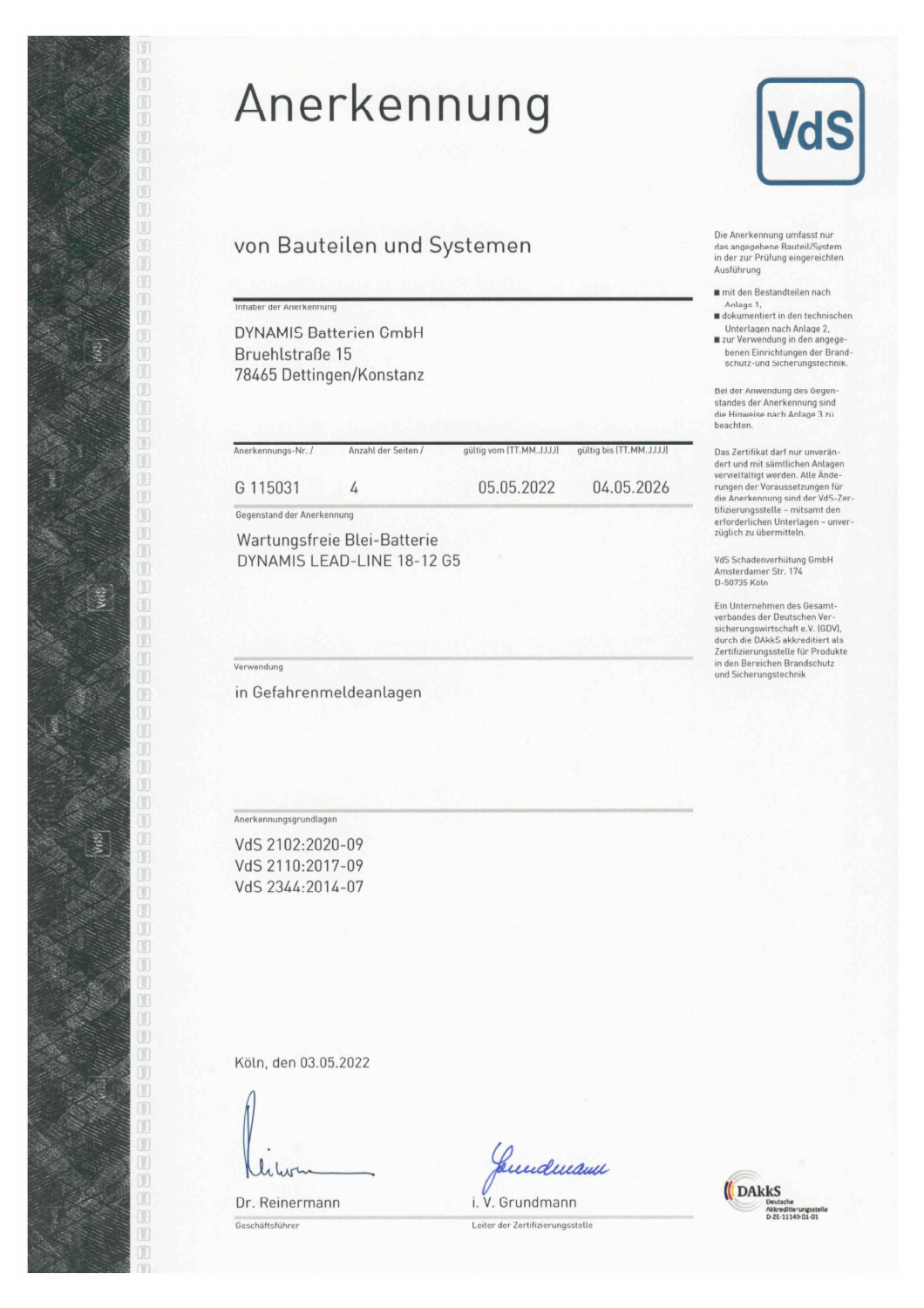# Anerkennung

VdS

## von Bauteilen und Systemen

Inhaber der Anerkennung

DYNAMIS Batterien GmbH
Bruehlstraße 15
78465 Dettingen/Konstanz

| Anerkennungs-Nr. / | Anzahl der Seiten / | gültig vom (TT.MM.JJJJ) | gültig bis (TT.MM.JJJJ) |
|---|---|---|---|
| G 115031 | 4 | 05.05.2022 | 04.05.2026 |

Gegenstand der Anerkennung

Wartungsfreie Blei-Batterie
DYNAMIS LEAD-LINE 18-12 G5

Verwendung

in Gefahrenmeldeanlagen

Anerkennungsgrundlagen

VdS 2102:2020-09
VdS 2110:2017-09
VdS 2344:2014-07

Die Anerkennung umfasst nur das angegebene Bauteil/System in der zur Prüfung eingereichten Ausführung

- mit den Bestandteilen nach Anlage 1,
- dokumentiert in den technischen Unterlagen nach Anlage 2,
- zur Verwendung in den angegebenen Einrichtungen der Brandschutz-und Sicherungstechnik.

Bei der Anwendung des Gegenstandes der Anerkennung sind die Hinweise nach Anlage 3 zu beachten.

Das Zertifikat darf nur unverändert und mit sämtlichen Anlagen vervielfältigt werden. Alle Änderungen der Voraussetzungen für die Anerkennung sind der VdS-Zertifizierungsstelle – mitsamt den erforderlichen Unterlagen – unverzüglich zu übermitteln.

VdS Schadenverhütung GmbH
Amsterdamer Str. 174
D-50735 Köln

Ein Unternehmen des Gesamtverbandes der Deutschen Versicherungswirtschaft e.V. (GDV), durch die DAkkS akkreditiert als Zertifizierungsstelle für Produkte in den Bereichen Brandschutz und Sicherungstechnik

Köln, den 03.05.2022

Dr. Reinermann
Geschäftsführer

i. V. Grundmann
Leiter der Zertifizierungsstelle

DAkkS
Deutsche Akkreditierungsstelle
D-ZE-11149-01-01